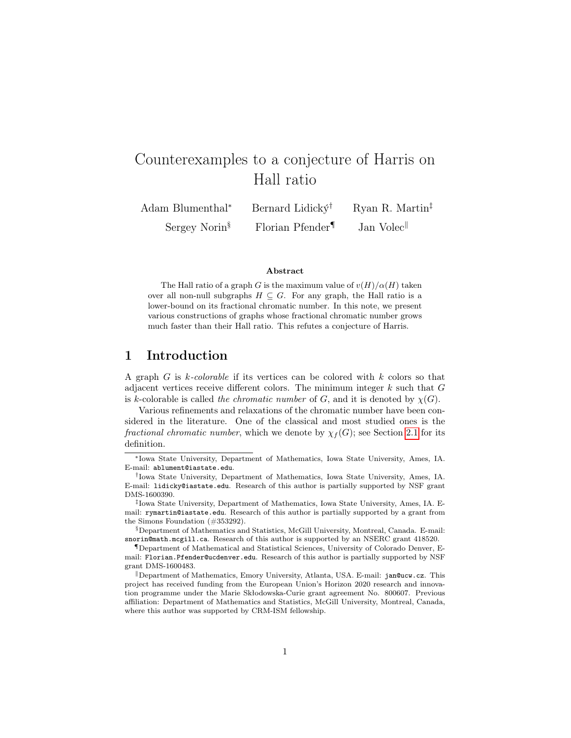# Counterexamples to a conjecture of Harris on Hall ratio

Adam Blumenthal[*] Bernard Lidický[†] Ryan R. Martin[‡]

Sergey Norin[§] Florian Pfender[¶] Jan Volec[‖]

### Abstract

The Hall ratio of a graph $G$ is the maximum value of $v(H)/\alpha(H)$ taken over all non-null subgraphs $H \subseteq G$. For any graph, the Hall ratio is a lower-bound on its fractional chromatic number. In this note, we present various constructions of graphs whose fractional chromatic number grows much faster than their Hall ratio. This refutes a conjecture of Harris.

## 1 Introduction

A graph $G$ is *k-colorable* if its vertices can be colored with $k$ colors so that adjacent vertices receive different colors. The minimum integer $k$ such that $G$ is $k$-colorable is called *the chromatic number* of $G$, and it is denoted by $\chi(G)$.

Various refinements and relaxations of the chromatic number have been considered in the literature. One of the classical and most studied ones is the *fractional chromatic number*, which we denote by $\chi_f(G)$; see Section 2.1 for its definition.

---

[*] Iowa State University, Department of Mathematics, Iowa State University, Ames, IA. E-mail: ablument@iastate.edu.

[†] Iowa State University, Department of Mathematics, Iowa State University, Ames, IA. E-mail: lidicky@iastate.edu. Research of this author is partially supported by NSF grant DMS-1600390.

[‡] Iowa State University, Department of Mathematics, Iowa State University, Ames, IA. E-mail: rymartin@iastate.edu. Research of this author is partially supported by a grant from the Simons Foundation (#353292).

[§] Department of Mathematics and Statistics, McGill University, Montreal, Canada. E-mail: snorin@math.mcgill.ca. Research of this author is supported by an NSERC grant 418520.

[¶] Department of Mathematical and Statistical Sciences, University of Colorado Denver, E-mail: Florian.Pfender@ucdenver.edu. Research of this author is partially supported by NSF grant DMS-1600483.

[‖] Department of Mathematics, Emory University, Atlanta, USA. E-mail: jan@ucw.cz. This project has received funding from the European Union's Horizon 2020 research and innovation programme under the Marie Skłodowska-Curie grant agreement No. 800607. Previous affiliation: Department of Mathematics and Statistics, McGill University, Montreal, Canada, where this author was supported by CRM-ISM fellowship.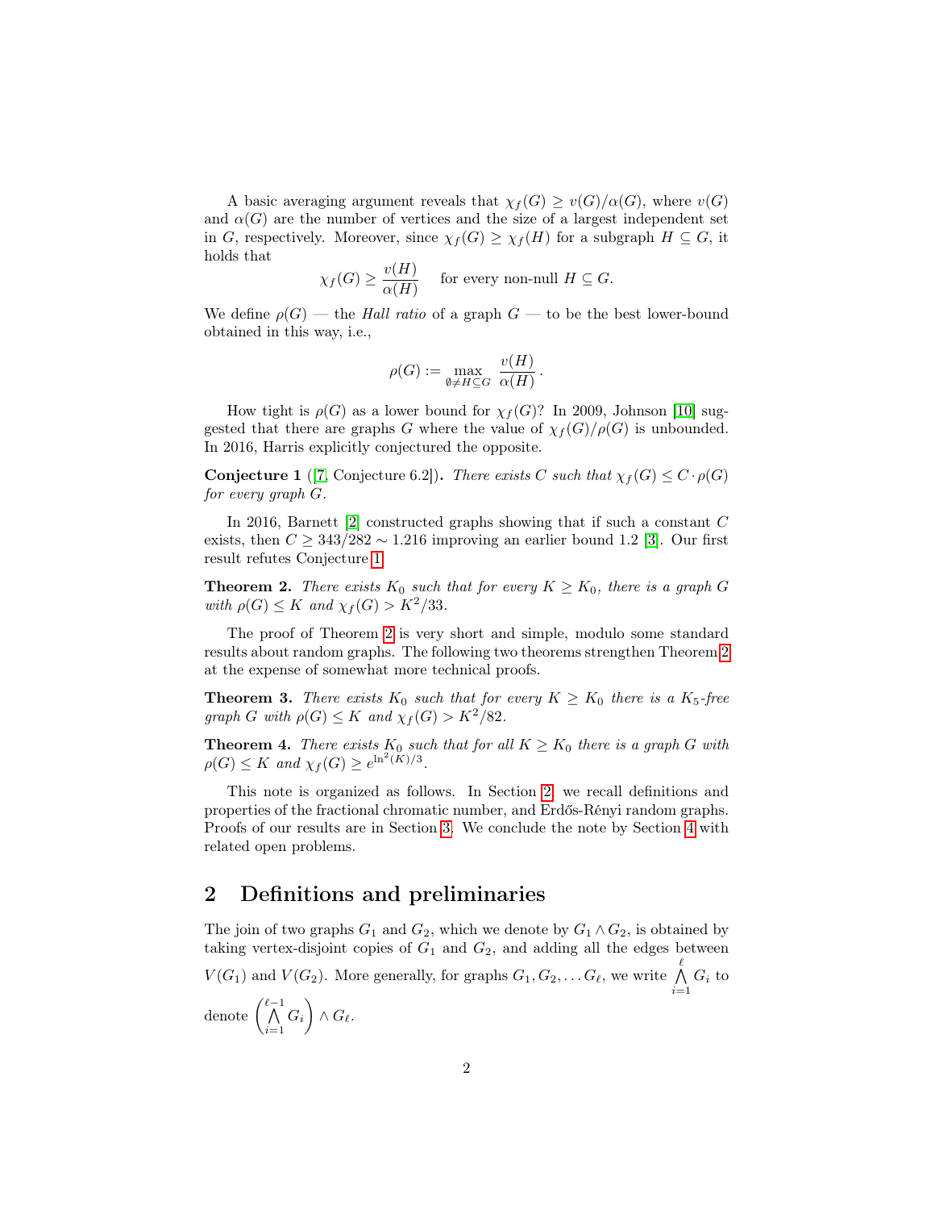A basic averaging argument reveals that $\chi_f(G) \geq v(G)/\alpha(G)$, where $v(G)$ and $\alpha(G)$ are the number of vertices and the size of a largest independent set in $G$, respectively. Moreover, since $\chi_f(G) \geq \chi_f(H)$ for a subgraph $H \subseteq G$, it holds that

$$\chi_f(G) \geq \frac{v(H)}{\alpha(H)} \quad \text{for every non-null } H \subseteq G.$$

We define $\rho(G)$ — the *Hall ratio* of a graph $G$ — to be the best lower-bound obtained in this way, i.e.,

$$\rho(G) := \max_{\emptyset \neq H \subseteq G} \frac{v(H)}{\alpha(H)}.$$

How tight is $\rho(G)$ as a lower bound for $\chi_f(G)$? In 2009, Johnson [10] suggested that there are graphs $G$ where the value of $\chi_f(G)/\rho(G)$ is unbounded. In 2016, Harris explicitly conjectured the opposite.

**Conjecture 1** ([7, Conjecture 6.2])**.** *There exists $C$ such that $\chi_f(G) \leq C \cdot \rho(G)$ for every graph $G$.*

In 2016, Barnett [2] constructed graphs showing that if such a constant $C$ exists, then $C \geq 343/282 \sim 1.216$ improving an earlier bound 1.2 [3]. Our first result refutes Conjecture 1.

**Theorem 2.** *There exists $K_0$ such that for every $K \geq K_0$, there is a graph $G$ with $\rho(G) \leq K$ and $\chi_f(G) > K^2/33$.*

The proof of Theorem 2 is very short and simple, modulo some standard results about random graphs. The following two theorems strengthen Theorem 2 at the expense of somewhat more technical proofs.

**Theorem 3.** *There exists $K_0$ such that for every $K \geq K_0$ there is a $K_5$-free graph $G$ with $\rho(G) \leq K$ and $\chi_f(G) > K^2/82$.*

**Theorem 4.** *There exists $K_0$ such that for all $K \geq K_0$ there is a graph $G$ with $\rho(G) \leq K$ and $\chi_f(G) \geq e^{\ln^2(K)/3}$.*

This note is organized as follows. In Section 2, we recall definitions and properties of the fractional chromatic number, and Erdős-Rényi random graphs. Proofs of our results are in Section 3. We conclude the note by Section 4 with related open problems.

## 2 Definitions and preliminaries

The join of two graphs $G_1$ and $G_2$, which we denote by $G_1 \wedge G_2$, is obtained by taking vertex-disjoint copies of $G_1$ and $G_2$, and adding all the edges between $V(G_1)$ and $V(G_2)$. More generally, for graphs $G_1, G_2, \ldots G_\ell$, we write $\bigwedge_{i=1}^{\ell} G_i$ to denote $\left(\bigwedge_{i=1}^{\ell-1} G_i\right) \wedge G_\ell$.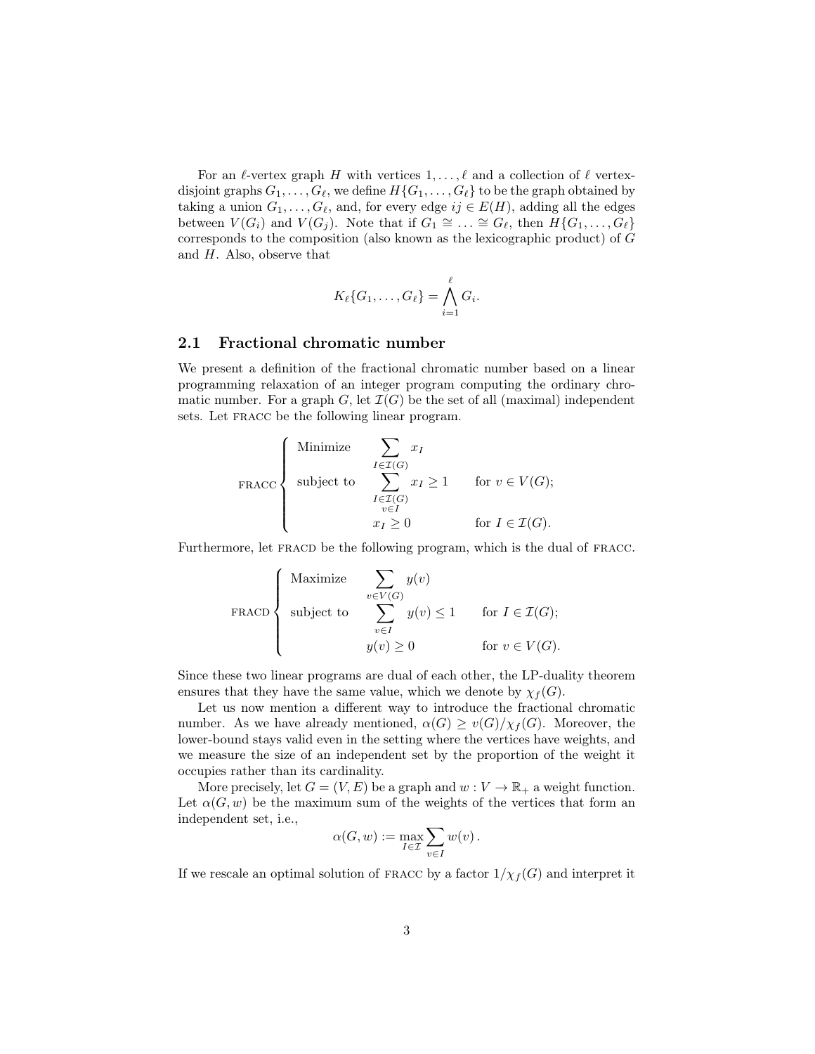For an $\ell$-vertex graph $H$ with vertices $1, \ldots, \ell$ and a collection of $\ell$ vertex-disjoint graphs $G_1, \ldots, G_\ell$, we define $H\{G_1, \ldots, G_\ell\}$ to be the graph obtained by taking a union $G_1, \ldots, G_\ell$, and, for every edge $ij \in E(H)$, adding all the edges between $V(G_i)$ and $V(G_j)$. Note that if $G_1 \cong \ldots \cong G_\ell$, then $H\{G_1, \ldots, G_\ell\}$ corresponds to the composition (also known as the lexicographic product) of $G$ and $H$. Also, observe that

$$K_\ell\{G_1, \ldots, G_\ell\} = \bigwedge_{i=1}^{\ell} G_i.$$

## 2.1 Fractional chromatic number

We present a definition of the fractional chromatic number based on a linear programming relaxation of an integer program computing the ordinary chromatic number. For a graph $G$, let $\mathcal{I}(G)$ be the set of all (maximal) independent sets. Let FRACC be the following linear program.

$$\text{FRACC} \begin{cases} \text{Minimize} & \displaystyle\sum_{I \in \mathcal{I}(G)} x_I \\ \text{subject to} & \displaystyle\sum_{\substack{I \in \mathcal{I}(G) \\ v \in I}} x_I \geq 1 \qquad \text{for } v \in V(G); \\ & x_I \geq 0 \qquad\qquad \text{for } I \in \mathcal{I}(G). \end{cases}$$

Furthermore, let FRACD be the following program, which is the dual of FRACC.

$$\text{FRACD} \begin{cases} \text{Maximize} & \displaystyle\sum_{v \in V(G)} y(v) \\ \text{subject to} & \displaystyle\sum_{v \in I} y(v) \leq 1 \qquad \text{for } I \in \mathcal{I}(G); \\ & y(v) \geq 0 \qquad\qquad \text{for } v \in V(G). \end{cases}$$

Since these two linear programs are dual of each other, the LP-duality theorem ensures that they have the same value, which we denote by $\chi_f(G)$.

Let us now mention a different way to introduce the fractional chromatic number. As we have already mentioned, $\alpha(G) \geq v(G)/\chi_f(G)$. Moreover, the lower-bound stays valid even in the setting where the vertices have weights, and we measure the size of an independent set by the proportion of the weight it occupies rather than its cardinality.

More precisely, let $G = (V, E)$ be a graph and $w : V \to \mathbb{R}_+$ a weight function. Let $\alpha(G, w)$ be the maximum sum of the weights of the vertices that form an independent set, i.e.,

$$\alpha(G, w) := \max_{I \in \mathcal{I}} \sum_{v \in I} w(v)\,.$$

If we rescale an optimal solution of FRACC by a factor $1/\chi_f(G)$ and interpret it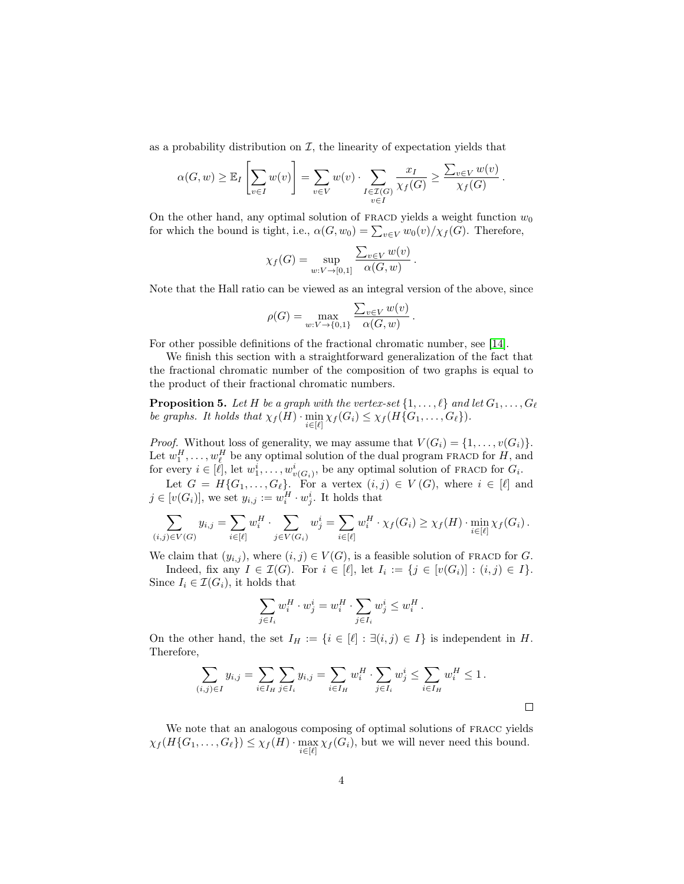as a probability distribution on $\mathcal{I}$, the linearity of expectation yields that

$$\alpha(G, w) \geq \mathbb{E}_I \left[ \sum_{v \in I} w(v) \right] = \sum_{v \in V} w(v) \cdot \sum_{\substack{I \in \mathcal{I}(G) \\ v \in I}} \frac{x_I}{\chi_f(G)} \geq \frac{\sum_{v \in V} w(v)}{\chi_f(G)} .$$

On the other hand, any optimal solution of FRACD yields a weight function $w_0$ for which the bound is tight, i.e., $\alpha(G, w_0) = \sum_{v \in V} w_0(v)/\chi_f(G)$. Therefore,

$$\chi_f(G) = \sup_{w : V \to [0,1]} \frac{\sum_{v \in V} w(v)}{\alpha(G, w)} .$$

Note that the Hall ratio can be viewed as an integral version of the above, since

$$\rho(G) = \max_{w : V \to \{0,1\}} \frac{\sum_{v \in V} w(v)}{\alpha(G, w)} .$$

For other possible definitions of the fractional chromatic number, see [14].

We finish this section with a straightforward generalization of the fact that the fractional chromatic number of the composition of two graphs is equal to the product of their fractional chromatic numbers.

**Proposition 5.** *Let $H$ be a graph with the vertex-set $\{1, \ldots, \ell\}$ and let $G_1, \ldots, G_\ell$ be graphs. It holds that $\chi_f(H) \cdot \min_{i \in [\ell]} \chi_f(G_i) \leq \chi_f(H\{G_1, \ldots, G_\ell\})$.*

*Proof.* Without loss of generality, we may assume that $V(G_i) = \{1, \ldots, v(G_i)\}$. Let $w_1^H, \ldots, w_\ell^H$ be any optimal solution of the dual program FRACD for $H$, and for every $i \in [\ell]$, let $w_1^i, \ldots, w_{v(G_i)}^i$, be any optimal solution of FRACD for $G_i$.

Let $G = H\{G_1, \ldots, G_\ell\}$. For a vertex $(i, j) \in V(G)$, where $i \in [\ell]$ and $j \in [v(G_i)]$, we set $y_{i,j} := w_i^H \cdot w_j^i$. It holds that

$$\sum_{(i,j) \in V(G)} y_{i,j} = \sum_{i \in [\ell]} w_i^H \cdot \sum_{j \in V(G_i)} w_j^i = \sum_{i \in [\ell]} w_i^H \cdot \chi_f(G_i) \geq \chi_f(H) \cdot \min_{i \in [\ell]} \chi_f(G_i) .$$

We claim that $(y_{i,j})$, where $(i, j) \in V(G)$, is a feasible solution of FRACD for $G$.

Indeed, fix any $I \in \mathcal{I}(G)$. For $i \in [\ell]$, let $I_i := \{j \in [v(G_i)] : (i, j) \in I\}$. Since $I_i \in \mathcal{I}(G_i)$, it holds that

$$\sum_{j \in I_i} w_i^H \cdot w_j^i = w_i^H \cdot \sum_{j \in I_i} w_j^i \leq w_i^H .$$

On the other hand, the set $I_H := \{i \in [\ell] : \exists (i, j) \in I\}$ is independent in $H$. Therefore,

$$\sum_{(i,j) \in I} y_{i,j} = \sum_{i \in I_H} \sum_{j \in I_i} y_{i,j} = \sum_{i \in I_H} w_i^H \cdot \sum_{j \in I_i} w_j^i \leq \sum_{i \in I_H} w_i^H \leq 1 .$$

$\square$

We note that an analogous composing of optimal solutions of FRACC yields $\chi_f(H\{G_1, \ldots, G_\ell\}) \leq \chi_f(H) \cdot \max_{i \in [\ell]} \chi_f(G_i)$, but we will never need this bound.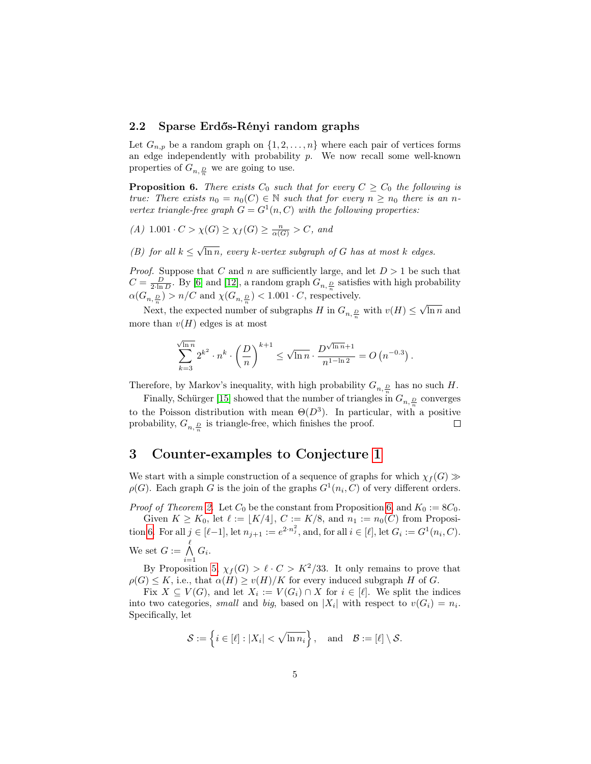### 2.2 Sparse Erdős-Rényi random graphs

Let $G_{n,p}$ be a random graph on $\{1, 2, \ldots, n\}$ where each pair of vertices forms an edge independently with probability $p$. We now recall some well-known properties of $G_{n,\frac{D}{n}}$ we are going to use.

**Proposition 6.** *There exists $C_0$ such that for every $C \geq C_0$ the following is true: There exists $n_0 = n_0(C) \in \mathbb{N}$ such that for every $n \geq n_0$ there is an $n$-vertex triangle-free graph $G = G^1(n, C)$ with the following properties:*

*(A) $1.001 \cdot C > \chi(G) \geq \chi_f(G) \geq \frac{n}{\alpha(G)} > C$, and*

*(B) for all $k \leq \sqrt{\ln n}$, every $k$-vertex subgraph of $G$ has at most $k$ edges.*

*Proof.* Suppose that $C$ and $n$ are sufficiently large, and let $D > 1$ be such that $C = \frac{D}{2 \cdot \ln D}$. By [6] and [12], a random graph $G_{n,\frac{D}{n}}$ satisfies with high probability $\alpha(G_{n,\frac{D}{n}}) > n/C$ and $\chi(G_{n,\frac{D}{n}}) < 1.001 \cdot C$, respectively.

Next, the expected number of subgraphs $H$ in $G_{n,\frac{D}{n}}$ with $v(H) \leq \sqrt{\ln n}$ and more than $v(H)$ edges is at most

$$\sum_{k=3}^{\sqrt{\ln n}} 2^{k^2} \cdot n^k \cdot \left(\frac{D}{n}\right)^{k+1} \leq \sqrt{\ln n} \cdot \frac{D^{\sqrt{\ln n}+1}}{n^{1-\ln 2}} = O\left(n^{-0.3}\right).$$

Therefore, by Markov's inequality, with high probability $G_{n,\frac{D}{n}}$ has no such $H$.

Finally, Schürger [15] showed that the number of triangles in $G_{n,\frac{D}{n}}$ converges to the Poisson distribution with mean $\Theta(D^3)$. In particular, with a positive probability, $G_{n,\frac{D}{n}}$ is triangle-free, which finishes the proof. □

# 3 Counter-examples to Conjecture 1

We start with a simple construction of a sequence of graphs for which $\chi_f(G) \gg \rho(G)$. Each graph $G$ is the join of the graphs $G^1(n_i, C)$ of very different orders.

*Proof of Theorem 2.* Let $C_0$ be the constant from Proposition 6, and $K_0 := 8C_0$.

Given $K \geq K_0$, let $\ell := \lfloor K/4 \rfloor$, $C := K/8$, and $n_1 := n_0(C)$ from Proposition 6. For all $j \in [\ell-1]$, let $n_{j+1} := e^{2 \cdot n_j^2}$, and, for all $i \in [\ell]$, let $G_i := G^1(n_i, C)$. We set $G := \bigwedge_{i=1}^{\ell} G_i$.

By Proposition 5, $\chi_f(G) > \ell \cdot C > K^2/33$. It only remains to prove that $\rho(G) \leq K$, i.e., that $\alpha(H) \geq v(H)/K$ for every induced subgraph $H$ of $G$.

Fix $X \subseteq V(G)$, and let $X_i := V(G_i) \cap X$ for $i \in [\ell]$. We split the indices into two categories, *small* and *big*, based on $|X_i|$ with respect to $v(G_i) = n_i$. Specifically, let

$$\mathcal{S} := \left\{ i \in [\ell] : |X_i| < \sqrt{\ln n_i} \right\}, \quad \text{and} \quad \mathcal{B} := [\ell] \setminus \mathcal{S}.$$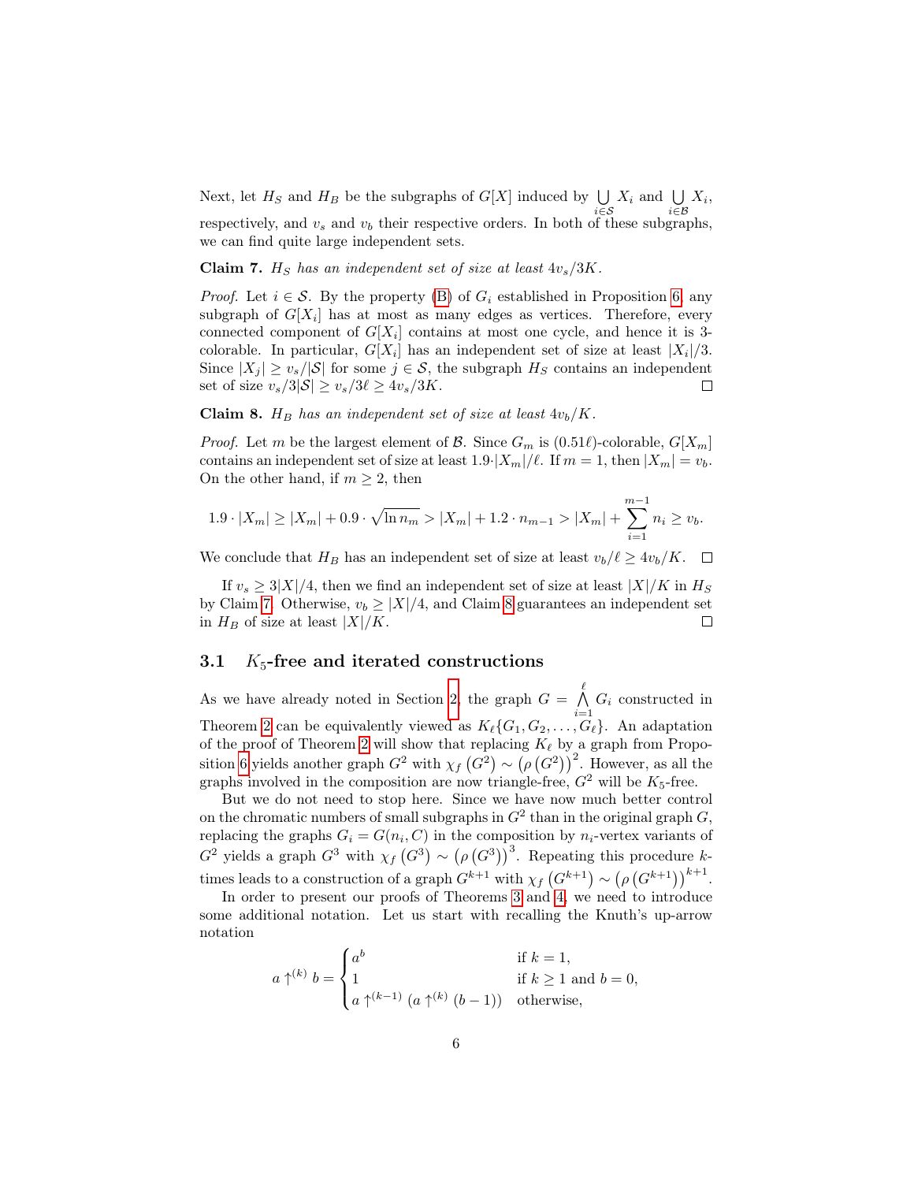Next, let $H_S$ and $H_B$ be the subgraphs of $G[X]$ induced by $\bigcup_{i\in\mathcal{S}} X_i$ and $\bigcup_{i\in\mathcal{B}} X_i$, respectively, and $v_s$ and $v_b$ their respective orders. In both of these subgraphs, we can find quite large independent sets.

**Claim 7.** *$H_S$ has an independent set of size at least $4v_s/3K$.*

*Proof.* Let $i \in \mathcal{S}$. By the property (B) of $G_i$ established in Proposition 6, any subgraph of $G[X_i]$ has at most as many edges as vertices. Therefore, every connected component of $G[X_i]$ contains at most one cycle, and hence it is 3-colorable. In particular, $G[X_i]$ has an independent set of size at least $|X_i|/3$. Since $|X_j| \geq v_s/|\mathcal{S}|$ for some $j \in \mathcal{S}$, the subgraph $H_S$ contains an independent set of size $v_s/3|\mathcal{S}| \geq v_s/3\ell \geq 4v_s/3K$. □

**Claim 8.** *$H_B$ has an independent set of size at least $4v_b/K$.*

*Proof.* Let $m$ be the largest element of $\mathcal{B}$. Since $G_m$ is $(0.51\ell)$-colorable, $G[X_m]$ contains an independent set of size at least $1.9\cdot|X_m|/\ell$. If $m = 1$, then $|X_m| = v_b$. On the other hand, if $m \geq 2$, then

$$1.9\cdot|X_m| \geq |X_m| + 0.9\cdot\sqrt{\ln n_m} > |X_m| + 1.2\cdot n_{m-1} > |X_m| + \sum_{i=1}^{m-1} n_i \geq v_b.$$

We conclude that $H_B$ has an independent set of size at least $v_b/\ell \geq 4v_b/K$. □

If $v_s \geq 3|X|/4$, then we find an independent set of size at least $|X|/K$ in $H_S$ by Claim 7. Otherwise, $v_b \geq |X|/4$, and Claim 8 guarantees an independent set in $H_B$ of size at least $|X|/K$. □

## 3.1 $K_5$-free and iterated constructions

As we have already noted in Section 2, the graph $G = \bigwedge_{i=1}^{\ell} G_i$ constructed in Theorem 2 can be equivalently viewed as $K_\ell\{G_1, G_2, \ldots, G_\ell\}$. An adaptation of the proof of Theorem 2 will show that replacing $K_\ell$ by a graph from Proposition 6 yields another graph $G^2$ with $\chi_f\left(G^2\right) \sim \left(\rho\left(G^2\right)\right)^2$. However, as all the graphs involved in the composition are now triangle-free, $G^2$ will be $K_5$-free.

But we do not need to stop here. Since we have now much better control on the chromatic numbers of small subgraphs in $G^2$ than in the original graph $G$, replacing the graphs $G_i = G(n_i, C)$ in the composition by $n_i$-vertex variants of $G^2$ yields a graph $G^3$ with $\chi_f\left(G^3\right) \sim \left(\rho\left(G^3\right)\right)^3$. Repeating this procedure $k$-times leads to a construction of a graph $G^{k+1}$ with $\chi_f\left(G^{k+1}\right) \sim \left(\rho\left(G^{k+1}\right)\right)^{k+1}$.

In order to present our proofs of Theorems 3 and 4, we need to introduce some additional notation. Let us start with recalling the Knuth's up-arrow notation

$$a \uparrow^{(k)} b = \begin{cases} a^b & \text{if } k = 1, \\ 1 & \text{if } k \geq 1 \text{ and } b = 0, \\ a \uparrow^{(k-1)} \left(a \uparrow^{(k)} (b-1)\right) & \text{otherwise,} \end{cases}$$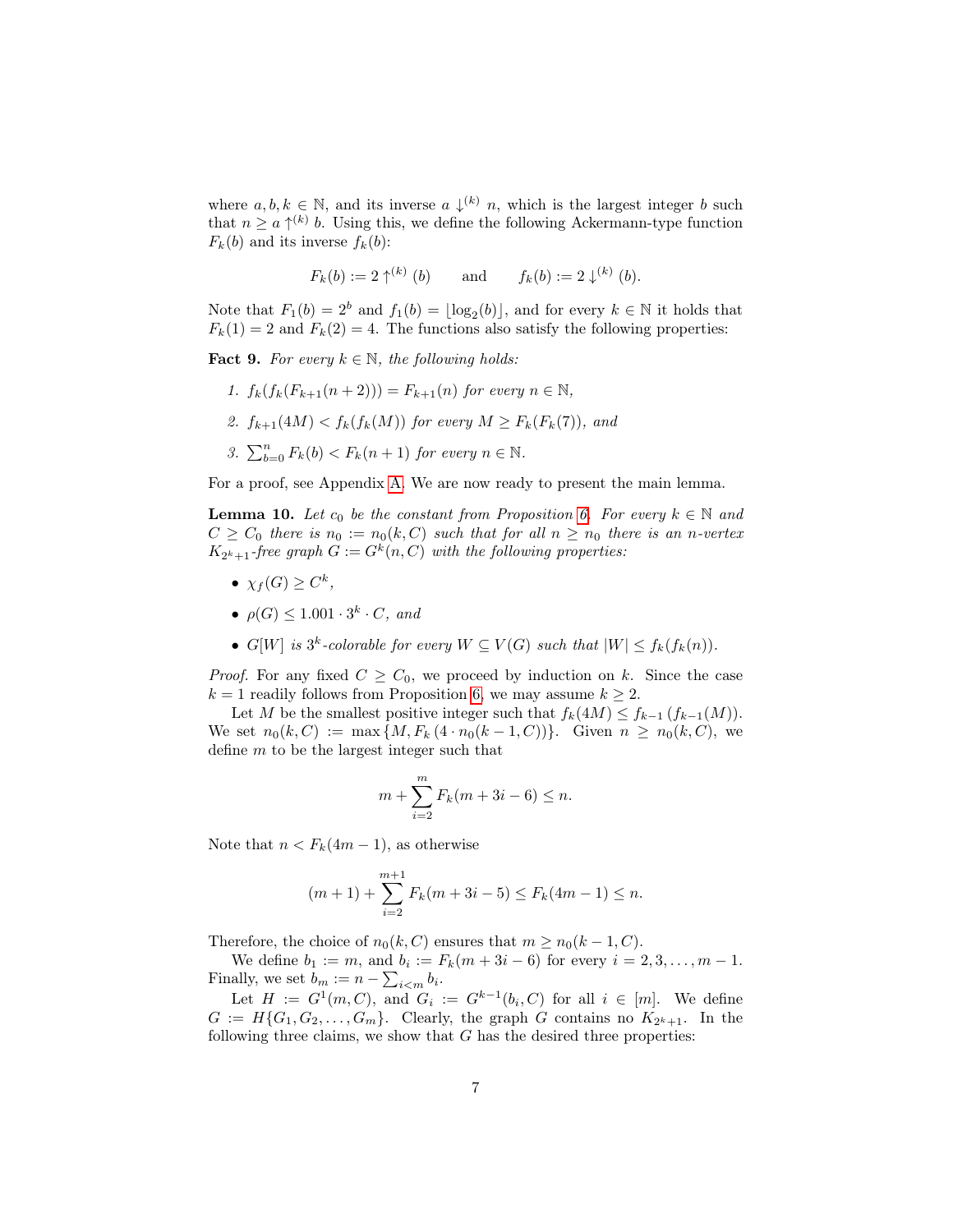where $a, b, k \in \mathbb{N}$, and its inverse $a \downarrow^{(k)} n$, which is the largest integer $b$ such that $n \geq a \uparrow^{(k)} b$. Using this, we define the following Ackermann-type function $F_k(b)$ and its inverse $f_k(b)$:

$$F_k(b) := 2 \uparrow^{(k)} (b) \qquad \text{and} \qquad f_k(b) := 2 \downarrow^{(k)} (b).$$

Note that $F_1(b) = 2^b$ and $f_1(b) = \lfloor \log_2(b) \rfloor$, and for every $k \in \mathbb{N}$ it holds that $F_k(1) = 2$ and $F_k(2) = 4$. The functions also satisfy the following properties:

**Fact 9.** *For every $k \in \mathbb{N}$, the following holds:*

1. *$f_k(f_k(F_{k+1}(n+2))) = F_{k+1}(n)$ for every $n \in \mathbb{N}$,*
2. *$f_{k+1}(4M) < f_k(f_k(M))$ for every $M \geq F_k(F_k(7))$, and*
3. *$\sum_{b=0}^{n} F_k(b) < F_k(n+1)$ for every $n \in \mathbb{N}$.*

For a proof, see Appendix A. We are now ready to present the main lemma.

**Lemma 10.** *Let $c_0$ be the constant from Proposition 6. For every $k \in \mathbb{N}$ and $C \geq C_0$ there is $n_0 := n_0(k, C)$ such that for all $n \geq n_0$ there is an $n$-vertex $K_{2^k+1}$-free graph $G := G^k(n, C)$ with the following properties:*

- *$\chi_f(G) \geq C^k$,*
- *$\rho(G) \leq 1.001 \cdot 3^k \cdot C$, and*
- *$G[W]$ is $3^k$-colorable for every $W \subseteq V(G)$ such that $|W| \leq f_k(f_k(n))$.*

*Proof.* For any fixed $C \geq C_0$, we proceed by induction on $k$. Since the case $k = 1$ readily follows from Proposition 6, we may assume $k \geq 2$.

Let $M$ be the smallest positive integer such that $f_k(4M) \leq f_{k-1}(f_{k-1}(M))$. We set $n_0(k, C) := \max\{M, F_k(4 \cdot n_0(k-1, C))\}$. Given $n \geq n_0(k, C)$, we define $m$ to be the largest integer such that

$$m + \sum_{i=2}^{m} F_k(m + 3i - 6) \leq n.$$

Note that $n < F_k(4m - 1)$, as otherwise

$$(m+1) + \sum_{i=2}^{m+1} F_k(m + 3i - 5) \leq F_k(4m - 1) \leq n.$$

Therefore, the choice of $n_0(k, C)$ ensures that $m \geq n_0(k-1, C)$.

We define $b_1 := m$, and $b_i := F_k(m + 3i - 6)$ for every $i = 2, 3, \ldots, m-1$. Finally, we set $b_m := n - \sum_{i<m} b_i$.

Let $H := G^1(m, C)$, and $G_i := G^{k-1}(b_i, C)$ for all $i \in [m]$. We define $G := H\{G_1, G_2, \ldots, G_m\}$. Clearly, the graph $G$ contains no $K_{2^k+1}$. In the following three claims, we show that $G$ has the desired three properties: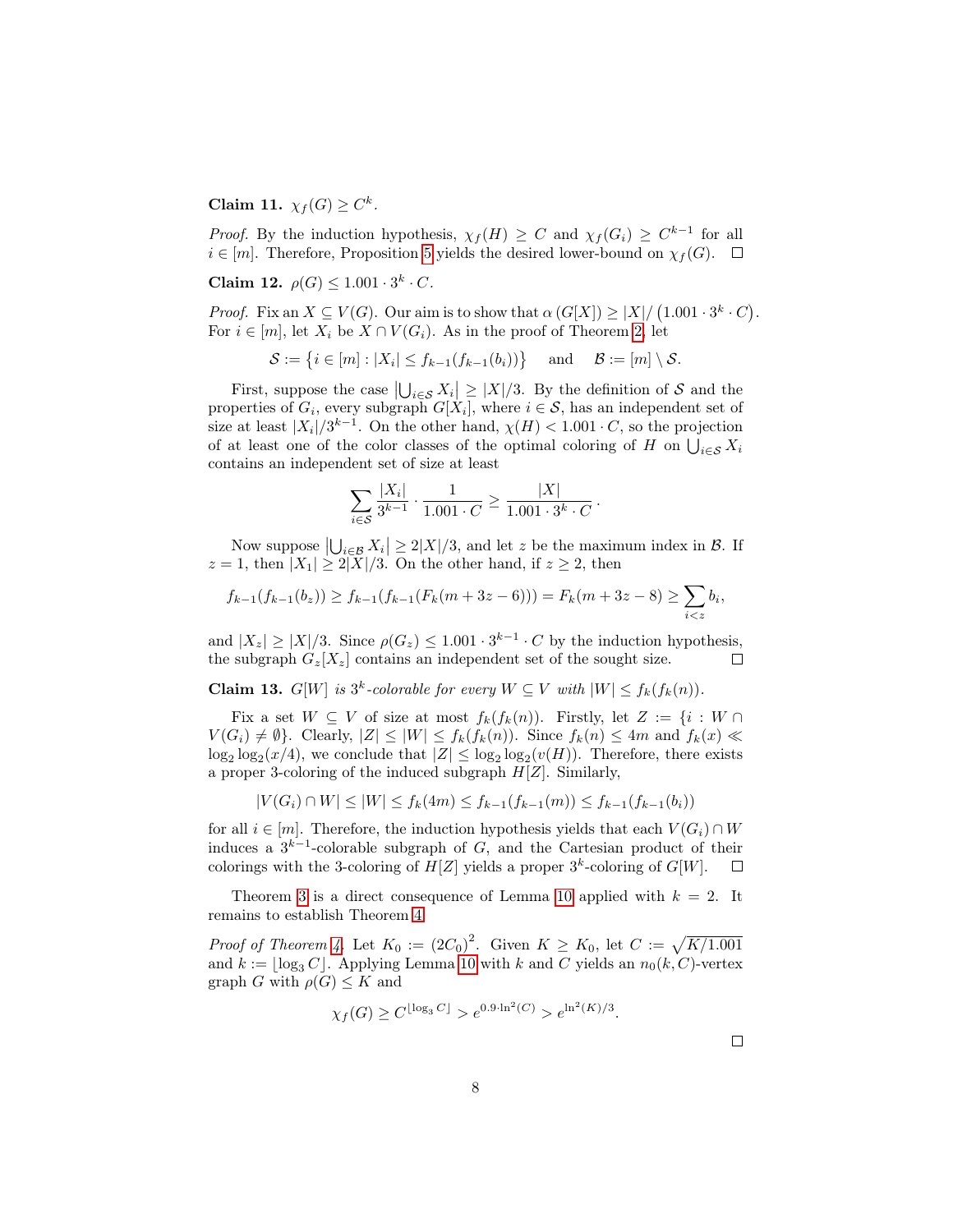**Claim 11.** $\chi_f(G) \geq C^k$.

*Proof.* By the induction hypothesis, $\chi_f(H) \geq C$ and $\chi_f(G_i) \geq C^{k-1}$ for all $i \in [m]$. Therefore, Proposition 5 yields the desired lower-bound on $\chi_f(G)$. $\square$

**Claim 12.** $\rho(G) \leq 1.001 \cdot 3^k \cdot C$.

*Proof.* Fix an $X \subseteq V(G)$. Our aim is to show that $\alpha\left(G[X]\right) \geq |X|/\left(1.001 \cdot 3^k \cdot C\right)$. For $i \in [m]$, let $X_i$ be $X \cap V(G_i)$. As in the proof of Theorem 2, let

$$\mathcal{S} := \left\{ i \in [m] : |X_i| \leq f_{k-1}(f_{k-1}(b_i)) \right\} \quad \text{and} \quad \mathcal{B} := [m] \setminus \mathcal{S}.$$

First, suppose the case $\left|\bigcup_{i\in\mathcal{S}} X_i\right| \geq |X|/3$. By the definition of $\mathcal{S}$ and the properties of $G_i$, every subgraph $G[X_i]$, where $i \in \mathcal{S}$, has an independent set of size at least $|X_i|/3^{k-1}$. On the other hand, $\chi(H) < 1.001 \cdot C$, so the projection of at least one of the color classes of the optimal coloring of $H$ on $\bigcup_{i\in\mathcal{S}} X_i$ contains an independent set of size at least

$$\sum_{i\in\mathcal{S}} \frac{|X_i|}{3^{k-1}} \cdot \frac{1}{1.001 \cdot C} \geq \frac{|X|}{1.001 \cdot 3^k \cdot C}.$$

Now suppose $\left|\bigcup_{i\in\mathcal{B}} X_i\right| \geq 2|X|/3$, and let $z$ be the maximum index in $\mathcal{B}$. If $z = 1$, then $|X_1| \geq 2|X|/3$. On the other hand, if $z \geq 2$, then

$$f_{k-1}(f_{k-1}(b_z)) \geq f_{k-1}(f_{k-1}(F_k(m+3z-6))) = F_k(m+3z-8) \geq \sum_{i<z} b_i,$$

and $|X_z| \geq |X|/3$. Since $\rho(G_z) \leq 1.001 \cdot 3^{k-1} \cdot C$ by the induction hypothesis, the subgraph $G_z[X_z]$ contains an independent set of the sought size. $\square$

**Claim 13.** *$G[W]$ is $3^k$-colorable for every $W \subseteq V$ with $|W| \leq f_k(f_k(n))$.*

Fix a set $W \subseteq V$ of size at most $f_k(f_k(n))$. Firstly, let $Z := \{i : W \cap V(G_i) \neq \emptyset\}$. Clearly, $|Z| \leq |W| \leq f_k(f_k(n))$. Since $f_k(n) \leq 4m$ and $f_k(x) \ll \log_2 \log_2(x/4)$, we conclude that $|Z| \leq \log_2 \log_2(v(H))$. Therefore, there exists a proper 3-coloring of the induced subgraph $H[Z]$. Similarly,

$$|V(G_i) \cap W| \leq |W| \leq f_k(4m) \leq f_{k-1}(f_{k-1}(m)) \leq f_{k-1}(f_{k-1}(b_i))$$

for all $i \in [m]$. Therefore, the induction hypothesis yields that each $V(G_i) \cap W$ induces a $3^{k-1}$-colorable subgraph of $G$, and the Cartesian product of their colorings with the 3-coloring of $H[Z]$ yields a proper $3^k$-coloring of $G[W]$. $\square$

Theorem 3 is a direct consequence of Lemma 10 applied with $k = 2$. It remains to establish Theorem 4.

*Proof of Theorem 4.* Let $K_0 := (2C_0)^2$. Given $K \geq K_0$, let $C := \sqrt{K/1.001}$ and $k := \lfloor \log_3 C \rfloor$. Applying Lemma 10 with $k$ and $C$ yields an $n_0(k, C)$-vertex graph $G$ with $\rho(G) \leq K$ and

$$\chi_f(G) \geq C^{\lfloor \log_3 C \rfloor} > e^{0.9 \cdot \ln^2(C)} > e^{\ln^2(K)/3}.$$

$\square$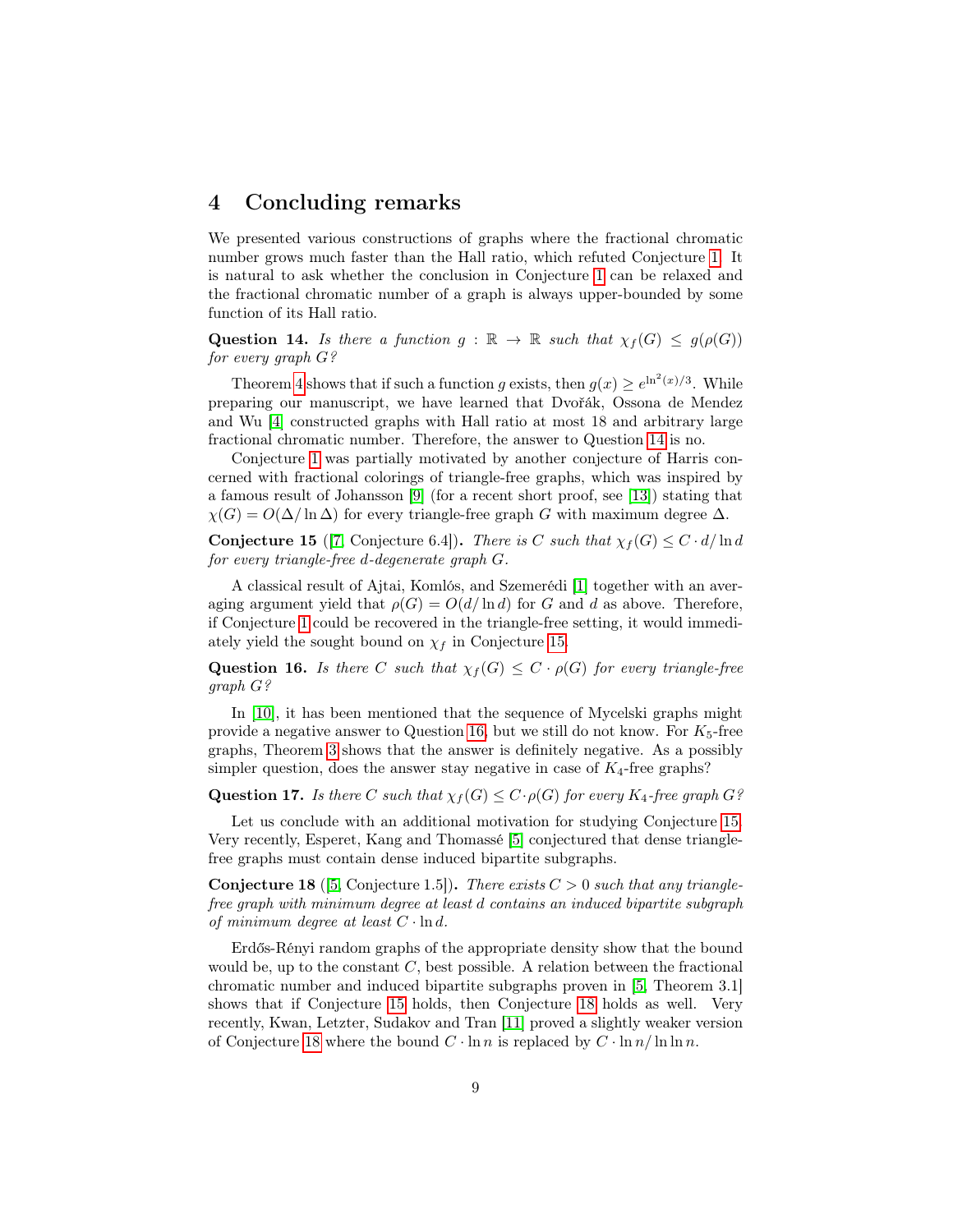## 4 Concluding remarks

We presented various constructions of graphs where the fractional chromatic number grows much faster than the Hall ratio, which refuted Conjecture 1. It is natural to ask whether the conclusion in Conjecture 1 can be relaxed and the fractional chromatic number of a graph is always upper-bounded by some function of its Hall ratio.

**Question 14.** *Is there a function $g : \mathbb{R} \to \mathbb{R}$ such that $\chi_f(G) \leq g(\rho(G))$ for every graph $G$?*

Theorem 4 shows that if such a function $g$ exists, then $g(x) \geq e^{\ln^2(x)/3}$. While preparing our manuscript, we have learned that Dvořák, Ossona de Mendez and Wu [4] constructed graphs with Hall ratio at most 18 and arbitrary large fractional chromatic number. Therefore, the answer to Question 14 is no.

Conjecture 1 was partially motivated by another conjecture of Harris concerned with fractional colorings of triangle-free graphs, which was inspired by a famous result of Johansson [9] (for a recent short proof, see [13]) stating that $\chi(G) = O(\Delta/\ln \Delta)$ for every triangle-free graph $G$ with maximum degree $\Delta$.

**Conjecture 15** ([7, Conjecture 6.4])**.** *There is $C$ such that $\chi_f(G) \leq C \cdot d/\ln d$ for every triangle-free $d$-degenerate graph $G$.*

A classical result of Ajtai, Komlós, and Szemerédi [1] together with an averaging argument yield that $\rho(G) = O(d/\ln d)$ for $G$ and $d$ as above. Therefore, if Conjecture 1 could be recovered in the triangle-free setting, it would immediately yield the sought bound on $\chi_f$ in Conjecture 15.

**Question 16.** *Is there $C$ such that $\chi_f(G) \leq C \cdot \rho(G)$ for every triangle-free graph $G$?*

In [10], it has been mentioned that the sequence of Mycelski graphs might provide a negative answer to Question 16, but we still do not know. For $K_5$-free graphs, Theorem 3 shows that the answer is definitely negative. As a possibly simpler question, does the answer stay negative in case of $K_4$-free graphs?

**Question 17.** *Is there $C$ such that $\chi_f(G) \leq C \cdot \rho(G)$ for every $K_4$-free graph $G$?*

Let us conclude with an additional motivation for studying Conjecture 15. Very recently, Esperet, Kang and Thomassé [5] conjectured that dense triangle-free graphs must contain dense induced bipartite subgraphs.

**Conjecture 18** ([5, Conjecture 1.5])**.** *There exists $C > 0$ such that any triangle-free graph with minimum degree at least $d$ contains an induced bipartite subgraph of minimum degree at least $C \cdot \ln d$.*

Erdős-Rényi random graphs of the appropriate density show that the bound would be, up to the constant $C$, best possible. A relation between the fractional chromatic number and induced bipartite subgraphs proven in [5, Theorem 3.1] shows that if Conjecture 15 holds, then Conjecture 18 holds as well. Very recently, Kwan, Letzter, Sudakov and Tran [11] proved a slightly weaker version of Conjecture 18 where the bound $C \cdot \ln n$ is replaced by $C \cdot \ln n/\ln \ln n$.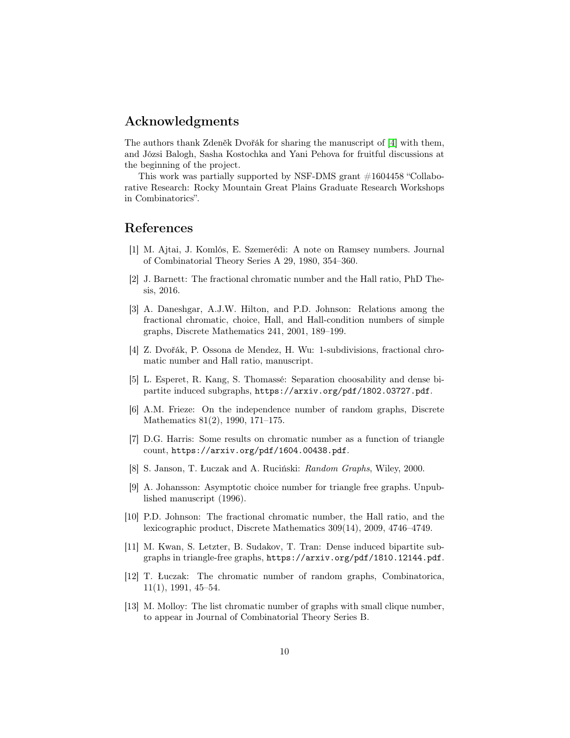## Acknowledgments

The authors thank Zdeněk Dvořák for sharing the manuscript of [4] with them, and Józsi Balogh, Sasha Kostochka and Yani Pehova for fruitful discussions at the beginning of the project.

This work was partially supported by NSF-DMS grant #1604458 "Collaborative Research: Rocky Mountain Great Plains Graduate Research Workshops in Combinatorics".

## References

[1] M. Ajtai, J. Komlós, E. Szemerédi: A note on Ramsey numbers. Journal of Combinatorial Theory Series A 29, 1980, 354–360.

[2] J. Barnett: The fractional chromatic number and the Hall ratio, PhD Thesis, 2016.

[3] A. Daneshgar, A.J.W. Hilton, and P.D. Johnson: Relations among the fractional chromatic, choice, Hall, and Hall-condition numbers of simple graphs, Discrete Mathematics 241, 2001, 189–199.

[4] Z. Dvořák, P. Ossona de Mendez, H. Wu: 1-subdivisions, fractional chromatic number and Hall ratio, manuscript.

[5] L. Esperet, R. Kang, S. Thomassé: Separation choosability and dense bipartite induced subgraphs, `https://arxiv.org/pdf/1802.03727.pdf`.

[6] A.M. Frieze: On the independence number of random graphs, Discrete Mathematics 81(2), 1990, 171–175.

[7] D.G. Harris: Some results on chromatic number as a function of triangle count, `https://arxiv.org/pdf/1604.00438.pdf`.

[8] S. Janson, T. Łuczak and A. Ruciński: *Random Graphs*, Wiley, 2000.

[9] A. Johansson: Asymptotic choice number for triangle free graphs. Unpublished manuscript (1996).

[10] P.D. Johnson: The fractional chromatic number, the Hall ratio, and the lexicographic product, Discrete Mathematics 309(14), 2009, 4746–4749.

[11] M. Kwan, S. Letzter, B. Sudakov, T. Tran: Dense induced bipartite subgraphs in triangle-free graphs, `https://arxiv.org/pdf/1810.12144.pdf`.

[12] T. Łuczak: The chromatic number of random graphs, Combinatorica, 11(1), 1991, 45–54.

[13] M. Molloy: The list chromatic number of graphs with small clique number, to appear in Journal of Combinatorial Theory Series B.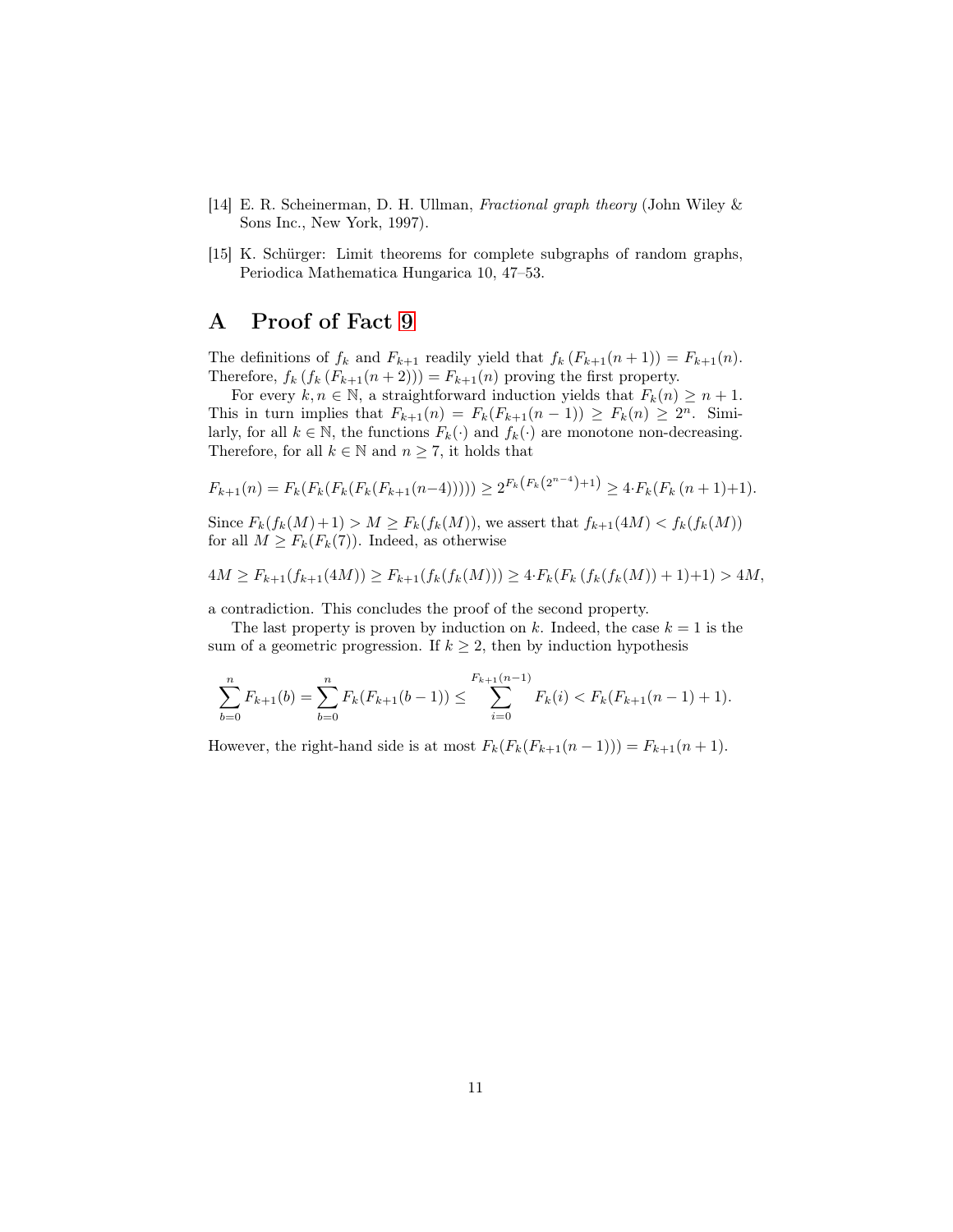[14] E. R. Scheinerman, D. H. Ullman, *Fractional graph theory* (John Wiley & Sons Inc., New York, 1997).

[15] K. Schürger: Limit theorems for complete subgraphs of random graphs, Periodica Mathematica Hungarica 10, 47–53.

# A Proof of Fact 9

The definitions of $f_k$ and $F_{k+1}$ readily yield that $f_k(F_{k+1}(n+1)) = F_{k+1}(n)$. Therefore, $f_k(f_k(F_{k+1}(n+2))) = F_{k+1}(n)$ proving the first property.

For every $k, n \in \mathbb{N}$, a straightforward induction yields that $F_k(n) \geq n+1$. This in turn implies that $F_{k+1}(n) = F_k(F_{k+1}(n-1)) \geq F_k(n) \geq 2^n$. Similarly, for all $k \in \mathbb{N}$, the functions $F_k(\cdot)$ and $f_k(\cdot)$ are monotone non-decreasing. Therefore, for all $k \in \mathbb{N}$ and $n \geq 7$, it holds that

$$F_{k+1}(n) = F_k(F_k(F_k(F_k(F_{k+1}(n-4))))) \geq 2^{F_k\left(F_k\left(2^{n-4}\right)+1\right)} \geq 4 \cdot F_k(F_k(n+1)+1).$$

Since $F_k(f_k(M)+1) > M \geq F_k(f_k(M))$, we assert that $f_{k+1}(4M) < f_k(f_k(M))$ for all $M \geq F_k(F_k(7))$. Indeed, as otherwise

$$4M \geq F_{k+1}(f_{k+1}(4M)) \geq F_{k+1}(f_k(f_k(M))) \geq 4 \cdot F_k(F_k(f_k(f_k(M))+1)+1) > 4M,$$

a contradiction. This concludes the proof of the second property.

The last property is proven by induction on $k$. Indeed, the case $k=1$ is the sum of a geometric progression. If $k \geq 2$, then by induction hypothesis

$$\sum_{b=0}^{n} F_{k+1}(b) = \sum_{b=0}^{n} F_k(F_{k+1}(b-1)) \leq \sum_{i=0}^{F_{k+1}(n-1)} F_k(i) < F_k(F_{k+1}(n-1)+1).$$

However, the right-hand side is at most $F_k(F_k(F_{k+1}(n-1))) = F_{k+1}(n+1)$.